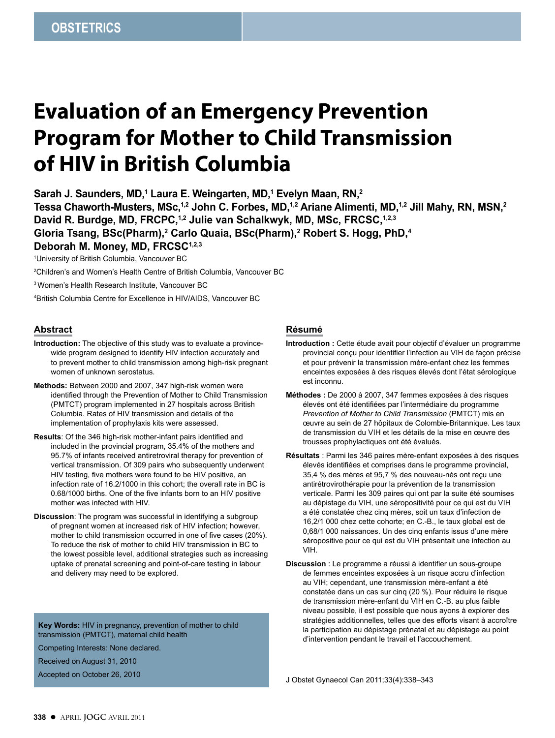OBSTETRICS

# Evaluation of an Emergency Prevention Program for Mother to Child Transmission of HIV in British Columbia

**Sarah J. Saunders, MD,[1] Laura E. Weingarten, MD,[1] Evelyn Maan, RN,[2] Tessa Chaworth-Musters, MSc,[1,2] John C. Forbes, MD,[1,2] Ariane Alimenti, MD,[1,2] Jill Mahy, RN, MSN,[2] David R. Burdge, MD, FRCPC,[1,2] Julie van Schalkwyk, MD, MSc, FRCSC,[1,2,3] Gloria Tsang, BSc(Pharm),[2] Carlo Quaia, BSc(Pharm),[2] Robert S. Hogg, PhD,[4] Deborah M. Money, MD, FRCSC[1,2,3]**

[1]University of British Columbia, Vancouver BC

[2]Children's and Women's Health Centre of British Columbia, Vancouver BC

[3]Women's Health Research Institute, Vancouver BC

[4]British Columbia Centre for Excellence in HIV/AIDS, Vancouver BC

## Abstract

**Introduction:** The objective of this study was to evaluate a province-wide program designed to identify HIV infection accurately and to prevent mother to child transmission among high-risk pregnant women of unknown serostatus.

**Methods:** Between 2000 and 2007, 347 high-risk women were identified through the Prevention of Mother to Child Transmission (PMTCT) program implemented in 27 hospitals across British Columbia. Rates of HIV transmission and details of the implementation of prophylaxis kits were assessed.

**Results**: Of the 346 high-risk mother-infant pairs identified and included in the provincial program, 35.4% of the mothers and 95.7% of infants received antiretroviral therapy for prevention of vertical transmission. Of 309 pairs who subsequently underwent HIV testing, five mothers were found to be HIV positive, an infection rate of 16.2/1000 in this cohort; the overall rate in BC is 0.68/1000 births. One of the five infants born to an HIV positive mother was infected with HIV.

**Discussion**: The program was successful in identifying a subgroup of pregnant women at increased risk of HIV infection; however, mother to child transmission occurred in one of five cases (20%). To reduce the risk of mother to child HIV transmission in BC to the lowest possible level, additional strategies such as increasing uptake of prenatal screening and point-of-care testing in labour and delivery may need to be explored.

## Résumé

**Introduction :** Cette étude avait pour objectif d'évaluer un programme provincial conçu pour identifier l'infection au VIH de façon précise et pour prévenir la transmission mère-enfant chez les femmes enceintes exposées à des risques élevés dont l'état sérologique est inconnu.

**Méthodes :** De 2000 à 2007, 347 femmes exposées à des risques élevés ont été identifiées par l'intermédiaire du programme *Prevention of Mother to Child Transmission* (PMTCT) mis en œuvre au sein de 27 hôpitaux de Colombie-Britannique. Les taux de transmission du VIH et les détails de la mise en œuvre des trousses prophylactiques ont été évalués.

**Résultats** : Parmi les 346 paires mère-enfant exposées à des risques élevés identifiées et comprises dans le programme provincial, 35,4 % des mères et 95,7 % des nouveau-nés ont reçu une antirétrovirothérapie pour la prévention de la transmission verticale. Parmi les 309 paires qui ont par la suite été soumises au dépistage du VIH, une séropositivité pour ce qui est du VIH a été constatée chez cinq mères, soit un taux d'infection de 16,2/1 000 chez cette cohorte; en C.-B., le taux global est de 0,68/1 000 naissances. Un des cinq enfants issus d'une mère séropositive pour ce qui est du VIH présentait une infection au VIH.

**Discussion** : Le programme a réussi à identifier un sous-groupe de femmes enceintes exposées à un risque accru d'infection au VIH; cependant, une transmission mère-enfant a été constatée dans un cas sur cinq (20 %). Pour réduire le risque de transmission mère-enfant du VIH en C.-B. au plus faible niveau possible, il est possible que nous ayons à explorer des stratégies additionnelles, telles que des efforts visant à accroître la participation au dépistage prénatal et au dépistage au point d'intervention pendant le travail et l'accouchement.

**Key Words:** HIV in pregnancy, prevention of mother to child transmission (PMTCT), maternal child health

Competing Interests: None declared.

Received on August 31, 2010

Accepted on October 26, 2010

J Obstet Gynaecol Can 2011;33(4):338–343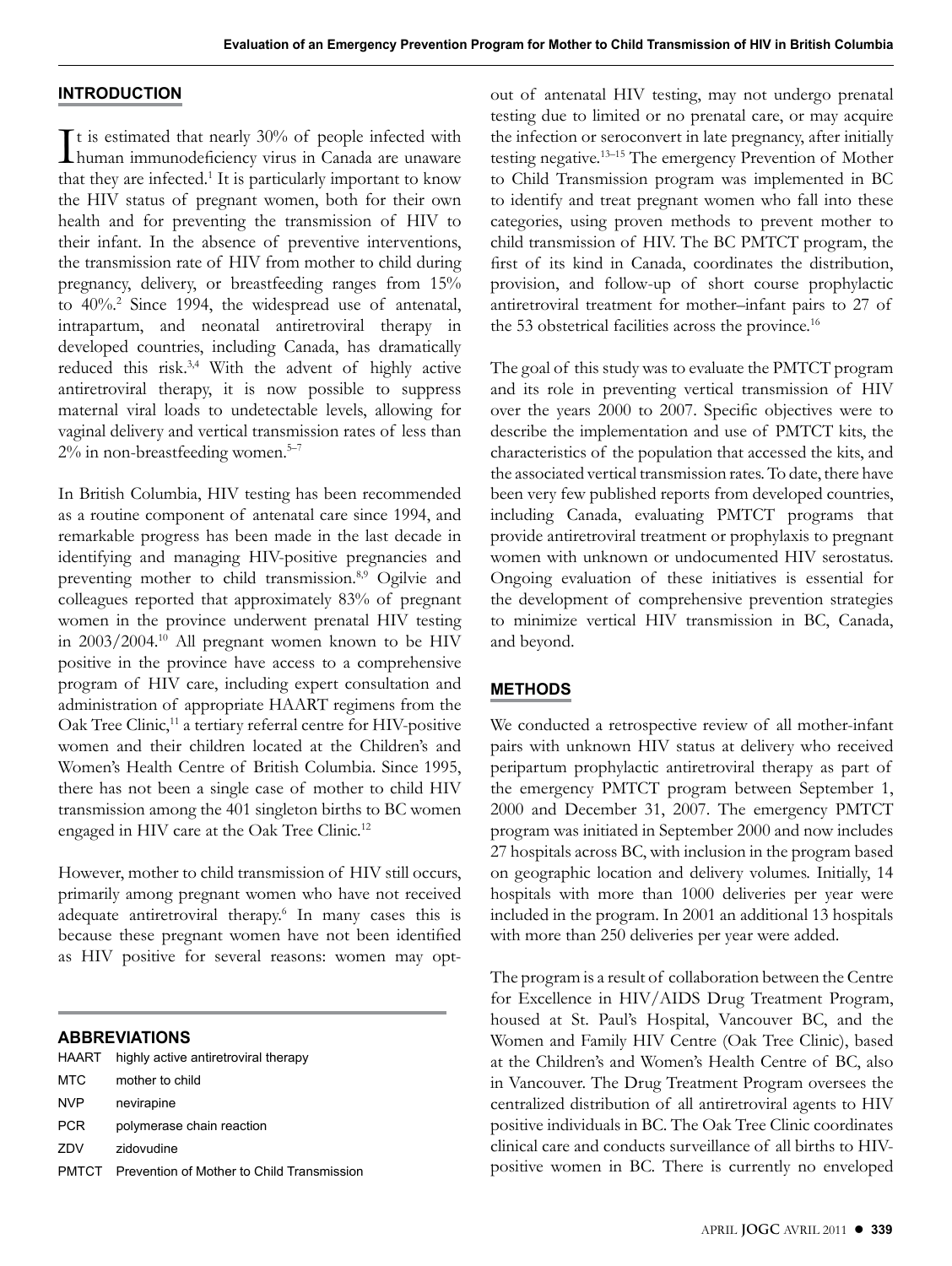## INTRODUCTION

It is estimated that nearly 30% of people infected with human immunodeficiency virus in Canada are unaware that they are infected.[1] It is particularly important to know the HIV status of pregnant women, both for their own health and for preventing the transmission of HIV to their infant. In the absence of preventive interventions, the transmission rate of HIV from mother to child during pregnancy, delivery, or breastfeeding ranges from 15% to 40%.[2] Since 1994, the widespread use of antenatal, intrapartum, and neonatal antiretroviral therapy in developed countries, including Canada, has dramatically reduced this risk.[3,4] With the advent of highly active antiretroviral therapy, it is now possible to suppress maternal viral loads to undetectable levels, allowing for vaginal delivery and vertical transmission rates of less than 2% in non-breastfeeding women.[5–7]

In British Columbia, HIV testing has been recommended as a routine component of antenatal care since 1994, and remarkable progress has been made in the last decade in identifying and managing HIV-positive pregnancies and preventing mother to child transmission.[8,9] Ogilvie and colleagues reported that approximately 83% of pregnant women in the province underwent prenatal HIV testing in 2003/2004.[10] All pregnant women known to be HIV positive in the province have access to a comprehensive program of HIV care, including expert consultation and administration of appropriate HAART regimens from the Oak Tree Clinic,[11] a tertiary referral centre for HIV-positive women and their children located at the Children's and Women's Health Centre of British Columbia. Since 1995, there has not been a single case of mother to child HIV transmission among the 401 singleton births to BC women engaged in HIV care at the Oak Tree Clinic.[12]

However, mother to child transmission of HIV still occurs, primarily among pregnant women who have not received adequate antiretroviral therapy.[6] In many cases this is because these pregnant women have not been identified as HIV positive for several reasons: women may opt-out of antenatal HIV testing, may not undergo prenatal testing due to limited or no prenatal care, or may acquire the infection or seroconvert in late pregnancy, after initially testing negative.[13–15] The emergency Prevention of Mother to Child Transmission program was implemented in BC to identify and treat pregnant women who fall into these categories, using proven methods to prevent mother to child transmission of HIV. The BC PMTCT program, the first of its kind in Canada, coordinates the distribution, provision, and follow-up of short course prophylactic antiretroviral treatment for mother–infant pairs to 27 of the 53 obstetrical facilities across the province.[16]

The goal of this study was to evaluate the PMTCT program and its role in preventing vertical transmission of HIV over the years 2000 to 2007. Specific objectives were to describe the implementation and use of PMTCT kits, the characteristics of the population that accessed the kits, and the associated vertical transmission rates. To date, there have been very few published reports from developed countries, including Canada, evaluating PMTCT programs that provide antiretroviral treatment or prophylaxis to pregnant women with unknown or undocumented HIV serostatus. Ongoing evaluation of these initiatives is essential for the development of comprehensive prevention strategies to minimize vertical HIV transmission in BC, Canada, and beyond.

## METHODS

We conducted a retrospective review of all mother-infant pairs with unknown HIV status at delivery who received peripartum prophylactic antiretroviral therapy as part of the emergency PMTCT program between September 1, 2000 and December 31, 2007. The emergency PMTCT program was initiated in September 2000 and now includes 27 hospitals across BC, with inclusion in the program based on geographic location and delivery volumes. Initially, 14 hospitals with more than 1000 deliveries per year were included in the program. In 2001 an additional 13 hospitals with more than 250 deliveries per year were added.

The program is a result of collaboration between the Centre for Excellence in HIV/AIDS Drug Treatment Program, housed at St. Paul's Hospital, Vancouver BC, and the Women and Family HIV Centre (Oak Tree Clinic), based at the Children's and Women's Health Centre of BC, also in Vancouver. The Drug Treatment Program oversees the centralized distribution of all antiretroviral agents to HIV positive individuals in BC. The Oak Tree Clinic coordinates clinical care and conducts surveillance of all births to HIV-positive women in BC. There is currently no enveloped

### ABBREVIATIONS

| | |
|---|---|
| HAART | highly active antiretroviral therapy |
| MTC | mother to child |
| NVP | nevirapine |
| PCR | polymerase chain reaction |
| ZDV | zidovudine |
| PMTCT | Prevention of Mother to Child Transmission |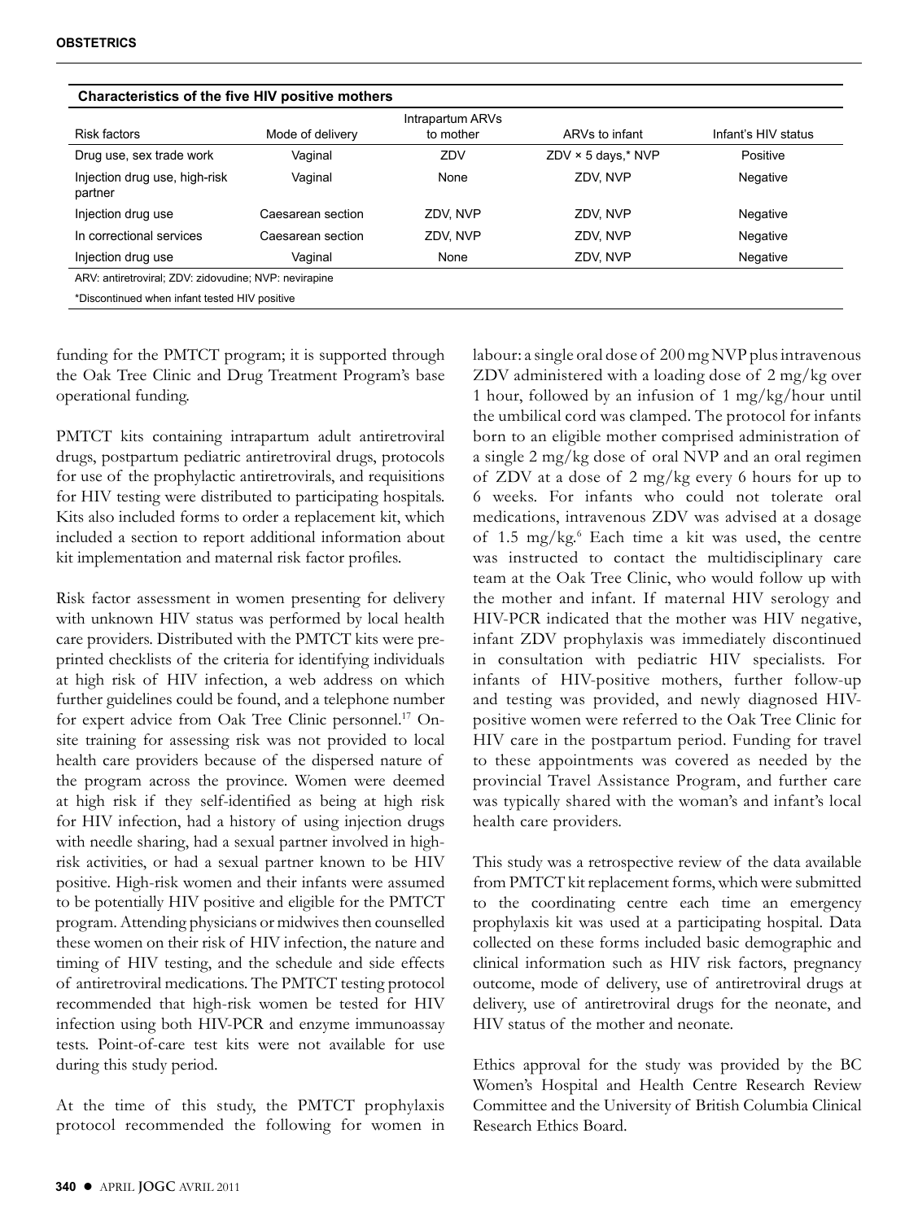**Characteristics of the five HIV positive mothers**

| Risk factors | Mode of delivery | Intrapartum ARVs to mother | ARVs to infant | Infant's HIV status |
|---|---|---|---|---|
| Drug use, sex trade work | Vaginal | ZDV | ZDV × 5 days,* NVP | Positive |
| Injection drug use, high-risk partner | Vaginal | None | ZDV, NVP | Negative |
| Injection drug use | Caesarean section | ZDV, NVP | ZDV, NVP | Negative |
| In correctional services | Caesarean section | ZDV, NVP | ZDV, NVP | Negative |
| Injection drug use | Vaginal | None | ZDV, NVP | Negative |

ARV: antiretroviral; ZDV: zidovudine; NVP: nevirapine

*Discontinued when infant tested HIV positive

funding for the PMTCT program; it is supported through the Oak Tree Clinic and Drug Treatment Program's base operational funding.

PMTCT kits containing intrapartum adult antiretroviral drugs, postpartum pediatric antiretroviral drugs, protocols for use of the prophylactic antiretrovirals, and requisitions for HIV testing were distributed to participating hospitals. Kits also included forms to order a replacement kit, which included a section to report additional information about kit implementation and maternal risk factor profiles.

Risk factor assessment in women presenting for delivery with unknown HIV status was performed by local health care providers. Distributed with the PMTCT kits were pre-printed checklists of the criteria for identifying individuals at high risk of HIV infection, a web address on which further guidelines could be found, and a telephone number for expert advice from Oak Tree Clinic personnel.[17] On-site training for assessing risk was not provided to local health care providers because of the dispersed nature of the program across the province. Women were deemed at high risk if they self-identified as being at high risk for HIV infection, had a history of using injection drugs with needle sharing, had a sexual partner involved in high-risk activities, or had a sexual partner known to be HIV positive. High-risk women and their infants were assumed to be potentially HIV positive and eligible for the PMTCT program. Attending physicians or midwives then counselled these women on their risk of HIV infection, the nature and timing of HIV testing, and the schedule and side effects of antiretroviral medications. The PMTCT testing protocol recommended that high-risk women be tested for HIV infection using both HIV-PCR and enzyme immunoassay tests. Point-of-care test kits were not available for use during this study period.

At the time of this study, the PMTCT prophylaxis protocol recommended the following for women in labour: a single oral dose of 200 mg NVP plus intravenous ZDV administered with a loading dose of 2 mg/kg over 1 hour, followed by an infusion of 1 mg/kg/hour until the umbilical cord was clamped. The protocol for infants born to an eligible mother comprised administration of a single 2 mg/kg dose of oral NVP and an oral regimen of ZDV at a dose of 2 mg/kg every 6 hours for up to 6 weeks. For infants who could not tolerate oral medications, intravenous ZDV was advised at a dosage of 1.5 mg/kg.[6] Each time a kit was used, the centre was instructed to contact the multidisciplinary care team at the Oak Tree Clinic, who would follow up with the mother and infant. If maternal HIV serology and HIV-PCR indicated that the mother was HIV negative, infant ZDV prophylaxis was immediately discontinued in consultation with pediatric HIV specialists. For infants of HIV-positive mothers, further follow-up and testing was provided, and newly diagnosed HIV-positive women were referred to the Oak Tree Clinic for HIV care in the postpartum period. Funding for travel to these appointments was covered as needed by the provincial Travel Assistance Program, and further care was typically shared with the woman's and infant's local health care providers.

This study was a retrospective review of the data available from PMTCT kit replacement forms, which were submitted to the coordinating centre each time an emergency prophylaxis kit was used at a participating hospital. Data collected on these forms included basic demographic and clinical information such as HIV risk factors, pregnancy outcome, mode of delivery, use of antiretroviral drugs at delivery, use of antiretroviral drugs for the neonate, and HIV status of the mother and neonate.

Ethics approval for the study was provided by the BC Women's Hospital and Health Centre Research Review Committee and the University of British Columbia Clinical Research Ethics Board.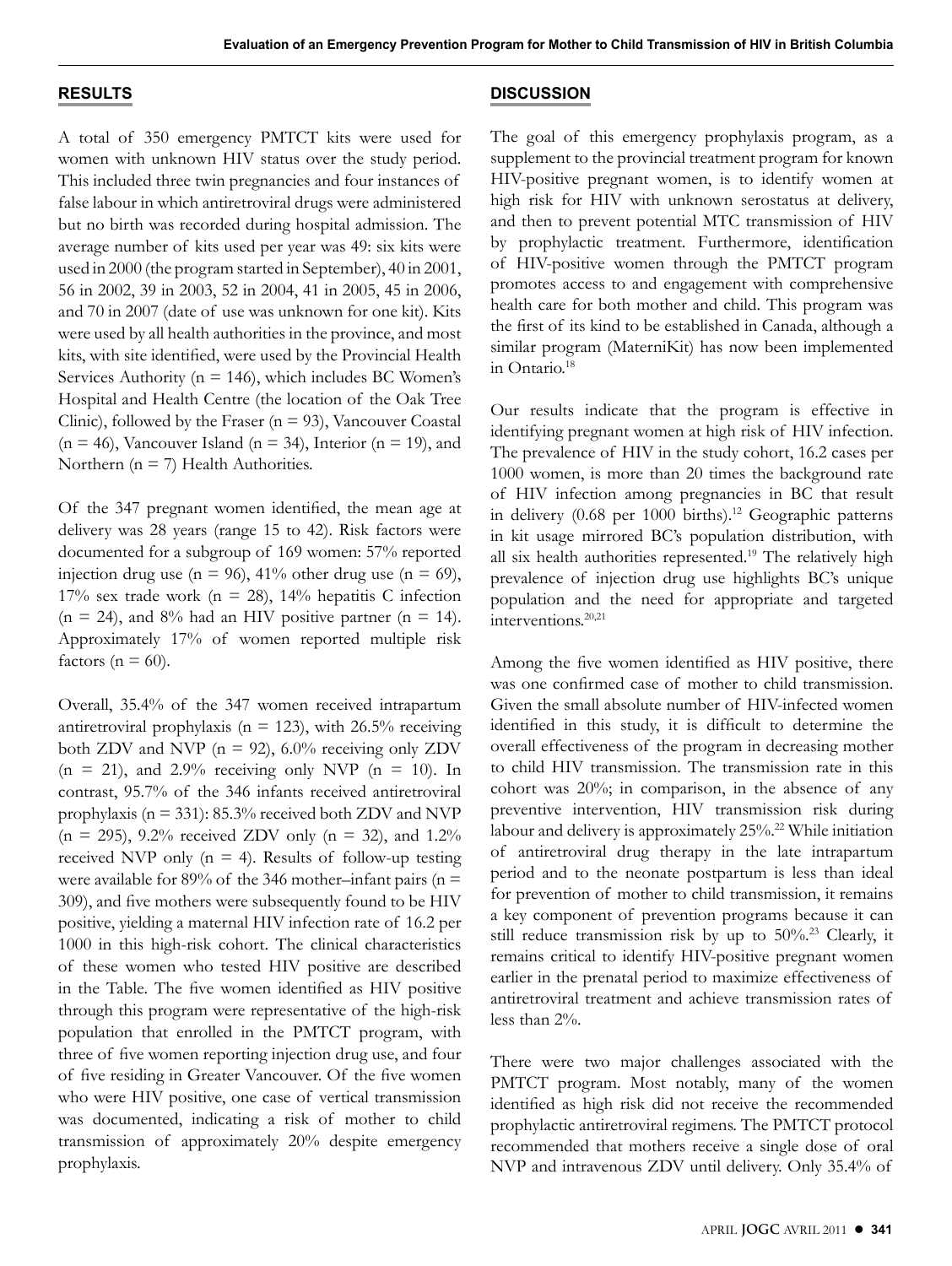## RESULTS

A total of 350 emergency PMTCT kits were used for women with unknown HIV status over the study period. This included three twin pregnancies and four instances of false labour in which antiretroviral drugs were administered but no birth was recorded during hospital admission. The average number of kits used per year was 49: six kits were used in 2000 (the program started in September), 40 in 2001, 56 in 2002, 39 in 2003, 52 in 2004, 41 in 2005, 45 in 2006, and 70 in 2007 (date of use was unknown for one kit). Kits were used by all health authorities in the province, and most kits, with site identified, were used by the Provincial Health Services Authority (n = 146), which includes BC Women's Hospital and Health Centre (the location of the Oak Tree Clinic), followed by the Fraser (n = 93), Vancouver Coastal (n = 46), Vancouver Island (n = 34), Interior (n = 19), and Northern (n = 7) Health Authorities.

Of the 347 pregnant women identified, the mean age at delivery was 28 years (range 15 to 42). Risk factors were documented for a subgroup of 169 women: 57% reported injection drug use (n = 96), 41% other drug use (n = 69), 17% sex trade work (n = 28), 14% hepatitis C infection (n = 24), and 8% had an HIV positive partner (n = 14). Approximately 17% of women reported multiple risk factors (n = 60).

Overall, 35.4% of the 347 women received intrapartum antiretroviral prophylaxis (n = 123), with 26.5% receiving both ZDV and NVP (n = 92), 6.0% receiving only ZDV (n = 21), and 2.9% receiving only NVP (n = 10). In contrast, 95.7% of the 346 infants received antiretroviral prophylaxis (n = 331): 85.3% received both ZDV and NVP (n = 295), 9.2% received ZDV only (n = 32), and 1.2% received NVP only (n = 4). Results of follow-up testing were available for 89% of the 346 mother–infant pairs (n = 309), and five mothers were subsequently found to be HIV positive, yielding a maternal HIV infection rate of 16.2 per 1000 in this high-risk cohort. The clinical characteristics of these women who tested HIV positive are described in the Table. The five women identified as HIV positive through this program were representative of the high-risk population that enrolled in the PMTCT program, with three of five women reporting injection drug use, and four of five residing in Greater Vancouver. Of the five women who were HIV positive, one case of vertical transmission was documented, indicating a risk of mother to child transmission of approximately 20% despite emergency prophylaxis.

## DISCUSSION

The goal of this emergency prophylaxis program, as a supplement to the provincial treatment program for known HIV-positive pregnant women, is to identify women at high risk for HIV with unknown serostatus at delivery, and then to prevent potential MTC transmission of HIV by prophylactic treatment. Furthermore, identification of HIV-positive women through the PMTCT program promotes access to and engagement with comprehensive health care for both mother and child. This program was the first of its kind to be established in Canada, although a similar program (MaterniKit) has now been implemented in Ontario.[18]

Our results indicate that the program is effective in identifying pregnant women at high risk of HIV infection. The prevalence of HIV in the study cohort, 16.2 cases per 1000 women, is more than 20 times the background rate of HIV infection among pregnancies in BC that result in delivery (0.68 per 1000 births).[12] Geographic patterns in kit usage mirrored BC's population distribution, with all six health authorities represented.[19] The relatively high prevalence of injection drug use highlights BC's unique population and the need for appropriate and targeted interventions.[20,21]

Among the five women identified as HIV positive, there was one confirmed case of mother to child transmission. Given the small absolute number of HIV-infected women identified in this study, it is difficult to determine the overall effectiveness of the program in decreasing mother to child HIV transmission. The transmission rate in this cohort was 20%; in comparison, in the absence of any preventive intervention, HIV transmission risk during labour and delivery is approximately 25%.[22] While initiation of antiretroviral drug therapy in the late intrapartum period and to the neonate postpartum is less than ideal for prevention of mother to child transmission, it remains a key component of prevention programs because it can still reduce transmission risk by up to 50%.[23] Clearly, it remains critical to identify HIV-positive pregnant women earlier in the prenatal period to maximize effectiveness of antiretroviral treatment and achieve transmission rates of less than 2%.

There were two major challenges associated with the PMTCT program. Most notably, many of the women identified as high risk did not receive the recommended prophylactic antiretroviral regimens. The PMTCT protocol recommended that mothers receive a single dose of oral NVP and intravenous ZDV until delivery. Only 35.4% of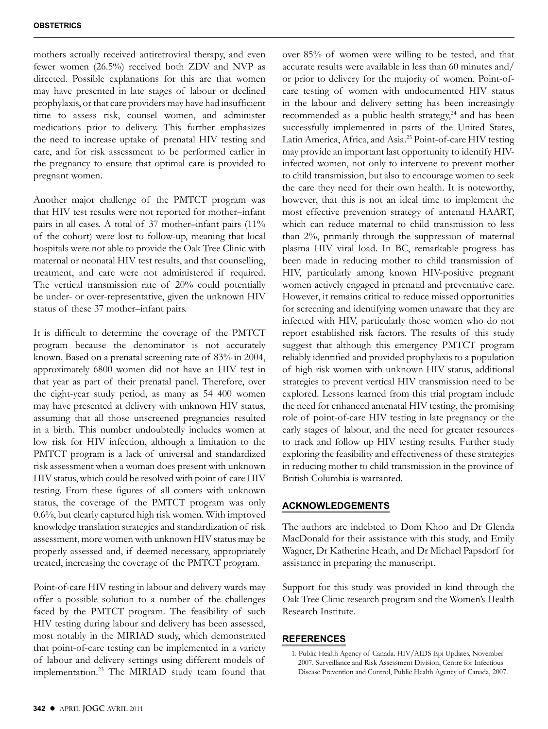mothers actually received antiretroviral therapy, and even fewer women (26.5%) received both ZDV and NVP as directed. Possible explanations for this are that women may have presented in late stages of labour or declined prophylaxis, or that care providers may have had insufficient time to assess risk, counsel women, and administer medications prior to delivery. This further emphasizes the need to increase uptake of prenatal HIV testing and care, and for risk assessment to be performed earlier in the pregnancy to ensure that optimal care is provided to pregnant women.

Another major challenge of the PMTCT program was that HIV test results were not reported for mother–infant pairs in all cases. A total of 37 mother–infant pairs (11% of the cohort) were lost to follow-up, meaning that local hospitals were not able to provide the Oak Tree Clinic with maternal or neonatal HIV test results, and that counselling, treatment, and care were not administered if required. The vertical transmission rate of 20% could potentially be under- or over-representative, given the unknown HIV status of these 37 mother–infant pairs.

It is difficult to determine the coverage of the PMTCT program because the denominator is not accurately known. Based on a prenatal screening rate of 83% in 2004, approximately 6800 women did not have an HIV test in that year as part of their prenatal panel. Therefore, over the eight-year study period, as many as 54 400 women may have presented at delivery with unknown HIV status, assuming that all those unscreened pregnancies resulted in a birth. This number undoubtedly includes women at low risk for HIV infection, although a limitation to the PMTCT program is a lack of universal and standardized risk assessment when a woman does present with unknown HIV status, which could be resolved with point of care HIV testing. From these figures of all comers with unknown status, the coverage of the PMTCT program was only 0.6%, but clearly captured high risk women. With improved knowledge translation strategies and standardization of risk assessment, more women with unknown HIV status may be properly assessed and, if deemed necessary, appropriately treated, increasing the coverage of the PMTCT program.

Point-of-care HIV testing in labour and delivery wards may offer a possible solution to a number of the challenges faced by the PMTCT program. The feasibility of such HIV testing during labour and delivery has been assessed, most notably in the MIRIAD study, which demonstrated that point-of-care testing can be implemented in a variety of labour and delivery settings using different models of implementation.[23] The MIRIAD study team found that over 85% of women were willing to be tested, and that accurate results were available in less than 60 minutes and/or prior to delivery for the majority of women. Point-of-care testing of women with undocumented HIV status in the labour and delivery setting has been increasingly recommended as a public health strategy,[24] and has been successfully implemented in parts of the United States, Latin America, Africa, and Asia.[25] Point-of-care HIV testing may provide an important last opportunity to identify HIV-infected women, not only to intervene to prevent mother to child transmission, but also to encourage women to seek the care they need for their own health. It is noteworthy, however, that this is not an ideal time to implement the most effective prevention strategy of antenatal HAART, which can reduce maternal to child transmission to less than 2%, primarily through the suppression of maternal plasma HIV viral load. In BC, remarkable progress has been made in reducing mother to child transmission of HIV, particularly among known HIV-positive pregnant women actively engaged in prenatal and preventative care. However, it remains critical to reduce missed opportunities for screening and identifying women unaware that they are infected with HIV, particularly those women who do not report established risk factors. The results of this study suggest that although this emergency PMTCT program reliably identified and provided prophylaxis to a population of high risk women with unknown HIV status, additional strategies to prevent vertical HIV transmission need to be explored. Lessons learned from this trial program include the need for enhanced antenatal HIV testing, the promising role of point-of-care HIV testing in late pregnancy or the early stages of labour, and the need for greater resources to track and follow up HIV testing results. Further study exploring the feasibility and effectiveness of these strategies in reducing mother to child transmission in the province of British Columbia is warranted.

## ACKNOWLEDGEMENTS

The authors are indebted to Dom Khoo and Dr Glenda MacDonald for their assistance with this study, and Emily Wagner, Dr Katherine Heath, and Dr Michael Papsdorf for assistance in preparing the manuscript.

Support for this study was provided in kind through the Oak Tree Clinic research program and the Women's Health Research Institute.

## REFERENCES

1. Public Health Agency of Canada. HIV/AIDS Epi Updates, November 2007. Surveillance and Risk Assessment Division, Centre for Infectious Disease Prevention and Control, Public Health Agency of Canada, 2007.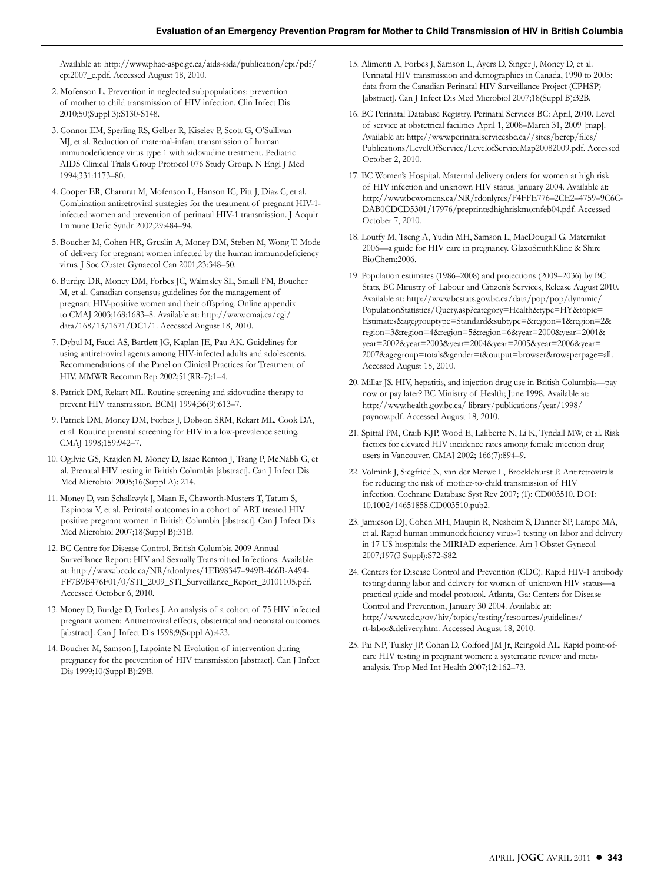Available at: http://www.phac-aspc.gc.ca/aids-sida/publication/epi/pdf/epi2007_e.pdf. Accessed August 18, 2010.

2. Mofenson L. Prevention in neglected subpopulations: prevention of mother to child transmission of HIV infection. Clin Infect Dis 2010;50(Suppl 3):S130-S148.
3. Connor EM, Sperling RS, Gelber R, Kiselev P, Scott G, O'Sullivan MJ, et al. Reduction of maternal-infant transmission of human immunodeficiency virus type 1 with zidovudine treatment. Pediatric AIDS Clinical Trials Group Protocol 076 Study Group. N Engl J Med 1994;331:1173–80.
4. Cooper ER, Charurat M, Mofenson L, Hanson IC, Pitt J, Diaz C, et al. Combination antiretroviral strategies for the treatment of pregnant HIV-1-infected women and prevention of perinatal HIV-1 transmission. J Acquir Immune Defic Syndr 2002;29:484–94.
5. Boucher M, Cohen HR, Gruslin A, Money DM, Steben M, Wong T. Mode of delivery for pregnant women infected by the human immunodeficiency virus. J Soc Obstet Gynaecol Can 2001;23:348–50.
6. Burdge DR, Money DM, Forbes JC, Walmsley SL, Smaill FM, Boucher M, et al. Canadian consensus guidelines for the management of pregnant HIV-positive women and their offspring. Online appendix to CMAJ 2003;168:1683–8. Available at: http://www.cmaj.ca/cgi/data/168/13/1671/DC1/1. Accessed August 18, 2010.
7. Dybul M, Fauci AS, Bartlett JG, Kaplan JE, Pau AK. Guidelines for using antiretroviral agents among HIV-infected adults and adolescents. Recommendations of the Panel on Clinical Practices for Treatment of HIV. MMWR Recomm Rep 2002;51(RR-7):1–4.
8. Patrick DM, Rekart ML. Routine screening and zidovudine therapy to prevent HIV transmission. BCMJ 1994;36(9):613–7.
9. Patrick DM, Money DM, Forbes J, Dobson SRM, Rekart ML, Cook DA, et al. Routine prenatal screening for HIV in a low-prevalence setting. CMAJ 1998;159:942–7.
10. Ogilvie GS, Krajden M, Money D, Isaac Renton J, Tsang P, McNabb G, et al. Prenatal HIV testing in British Columbia [abstract]. Can J Infect Dis Med Microbiol 2005;16(Suppl A): 214.
11. Money D, van Schalkwyk J, Maan E, Chaworth-Musters T, Tatum S, Espinosa V, et al. Perinatal outcomes in a cohort of ART treated HIV positive pregnant women in British Columbia [abstract]. Can J Infect Dis Med Microbiol 2007;18(Suppl B):31B.
12. BC Centre for Disease Control. British Columbia 2009 Annual Surveillance Report: HIV and Sexually Transmitted Infections. Available at: http://www.bccdc.ca/NR/rdonlyres/1EB98347–949B-466B-A494-FF7B9B476F01/0/STI_2009_STI_Surveillance_Report_20101105.pdf. Accessed October 6, 2010.
13. Money D, Burdge D, Forbes J. An analysis of a cohort of 75 HIV infected pregnant women: Antiretroviral effects, obstetrical and neonatal outcomes [abstract]. Can J Infect Dis 1998;9(Suppl A):423.
14. Boucher M, Samson J, Lapointe N. Evolution of intervention during pregnancy for the prevention of HIV transmission [abstract]. Can J Infect Dis 1999;10(Suppl B):29B.
15. Alimenti A, Forbes J, Samson L, Ayers D, Singer J, Money D, et al. Perinatal HIV transmission and demographics in Canada, 1990 to 2005: data from the Canadian Perinatal HIV Surveillance Project (CPHSP) [abstract]. Can J Infect Dis Med Microbiol 2007;18(Suppl B):32B.
16. BC Perinatal Database Registry. Perinatal Services BC: April, 2010. Level of service at obstetrical facilities April 1, 2008–March 31, 2009 [map]. Available at: http://www.perinatalservicesbc.ca//sites/bcrcp/files/Publications/LevelOfService/LevelofServiceMap20082009.pdf. Accessed October 2, 2010.
17. BC Women's Hospital. Maternal delivery orders for women at high risk of HIV infection and unknown HIV status. January 2004. Available at: http://www.bcwomens.ca/NR/rdonlyres/F4FFE776–2CE2–4759–9C6C-DAB0CDCD5301/17976/preprintedhighriskmomfeb04.pdf. Accessed October 7, 2010.
18. Loutfy M, Tseng A, Yudin MH, Samson L, MacDougall G. Maternikit 2006—a guide for HIV care in pregnancy. GlaxoSmithKline & Shire BioChem;2006.
19. Population estimates (1986–2008) and projections (2009–2036) by BC Stats, BC Ministry of Labour and Citizen's Services, Release August 2010. Available at: http://www.bcstats.gov.bc.ca/data/pop/pop/dynamic/PopulationStatistics/Query.asp?category=Health&type=HY&topic=Estimates&agegrouptype=Standard&subtype=&region=1&region=2&region=3&region=4&region=5&region=6&year=2000&year=2001&year=2002&year=2003&year=2004&year=2005&year=2006&year=2007&agegroup=totals&gender=t&output=browser&rowsperpage=all. Accessed August 18, 2010.
20. Millar JS. HIV, hepatitis, and injection drug use in British Columbia—pay now or pay later? BC Ministry of Health; June 1998. Available at: http://www.health.gov.bc.ca/ library/publications/year/1998/paynow.pdf. Accessed August 18, 2010.
21. Spittal PM, Craib KJP, Wood E, Laliberte N, Li K, Tyndall MW, et al. Risk factors for elevated HIV incidence rates among female injection drug users in Vancouver. CMAJ 2002; 166(7):894–9.
22. Volmink J, Siegfried N, van der Merwe L, Brocklehurst P. Antiretrovirals for reducing the risk of mother-to-child transmission of HIV infection. Cochrane Database Syst Rev 2007; (1): CD003510. DOI: 10.1002/14651858.CD003510.pub2.
23. Jamieson DJ, Cohen MH, Maupin R, Nesheim S, Danner SP, Lampe MA, et al. Rapid human immunodeficiency virus-1 testing on labor and delivery in 17 US hospitals: the MIRIAD experience. Am J Obstet Gynecol 2007;197(3 Suppl):S72-S82.
24. Centers for Disease Control and Prevention (CDC). Rapid HIV-1 antibody testing during labor and delivery for women of unknown HIV status—a practical guide and model protocol. Atlanta, Ga: Centers for Disease Control and Prevention, January 30 2004. Available at: http://www.cdc.gov/hiv/topics/testing/resources/guidelines/rt-labor&delivery.htm. Accessed August 18, 2010.
25. Pai NP, Tulsky JP, Cohan D, Colford JM Jr, Reingold AL. Rapid point-of-care HIV testing in pregnant women: a systematic review and meta-analysis. Trop Med Int Health 2007;12:162–73.